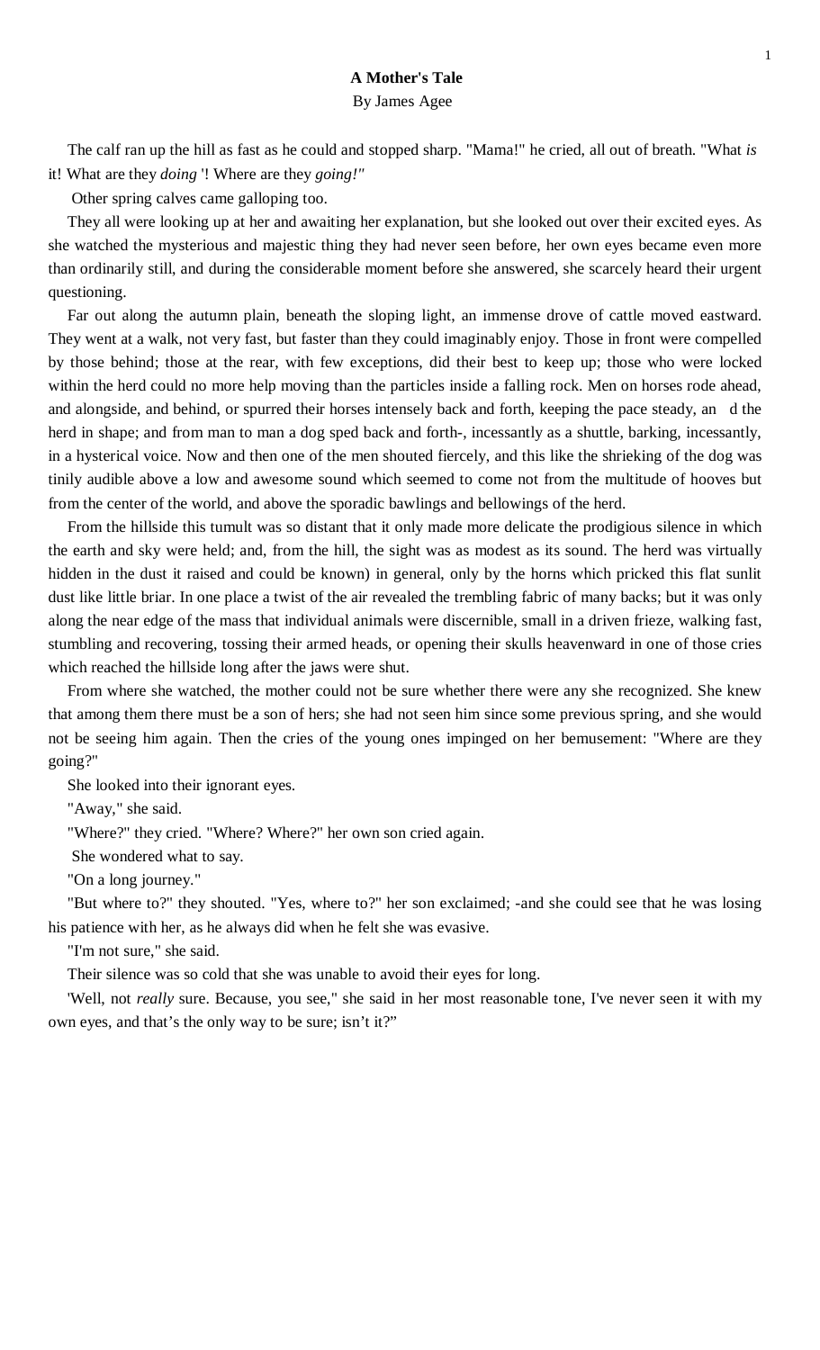**A Mother's Tale**

By James Agee

The calf ran up the hill as fast as he could and stopped sharp. "Mama!" he cried, all out of breath. "What *is* it! What are they *doing* '! Where are they *going!"*

Other spring calves came galloping too.

They all were looking up at her and awaiting her explanation, but she looked out over their excited eyes. As she watched the mysterious and majestic thing they had never seen before, her own eyes became even more than ordinarily still, and during the considerable moment before she answered, she scarcely heard their urgent questioning.

Far out along the autumn plain, beneath the sloping light, an immense drove of cattle moved eastward. They went at a walk, not very fast, but faster than they could imaginably enjoy. Those in front were compelled by those behind; those at the rear, with few exceptions, did their best to keep up; those who were locked within the herd could no more help moving than the particles inside a falling rock. Men on horses rode ahead, and alongside, and behind, or spurred their horses intensely back and forth, keeping the pace steady, an d the herd in shape; and from man to man a dog sped back and forth-, incessantly as a shuttle, barking, incessantly, in a hysterical voice. Now and then one of the men shouted fiercely, and this like the shrieking of the dog was tinily audible above a low and awesome sound which seemed to come not from the multitude of hooves but from the center of the world, and above the sporadic bawlings and bellowings of the herd.

From the hillside this tumult was so distant that it only made more delicate the prodigious silence in which the earth and sky were held; and, from the hill, the sight was as modest as its sound. The herd was virtually hidden in the dust it raised and could be known) in general, only by the horns which pricked this flat sunlit dust like little briar. In one place a twist of the air revealed the trembling fabric of many backs; but it was only along the near edge of the mass that individual animals were discernible, small in a driven frieze, walking fast, stumbling and recovering, tossing their armed heads, or opening their skulls heavenward in one of those cries which reached the hillside long after the jaws were shut.

From where she watched, the mother could not be sure whether there were any she recognized. She knew that among them there must be a son of hers; she had not seen him since some previous spring, and she would not be seeing him again. Then the cries of the young ones impinged on her bemusement: "Where are they going?"

She looked into their ignorant eyes.

"Away," she said.

"Where?" they cried. "Where? Where?" her own son cried again.

She wondered what to say.

"On a long journey."

"But where to?" they shouted. "Yes, where to?" her son exclaimed; -and she could see that he was losing his patience with her, as he always did when he felt she was evasive.

"I'm not sure," she said.

Their silence was so cold that she was unable to avoid their eyes for long.

'Well, not *really* sure. Because, you see," she said in her most reasonable tone, I've never seen it with my own eyes, and that's the only way to be sure; isn't it?"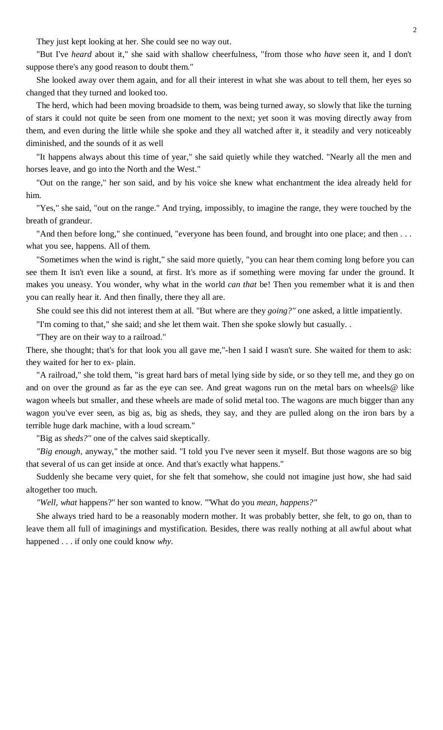They just kept looking at her. She could see no way out.

"But I've *heard* about it," she said with shallow cheerfulness, "from those who *have* seen it, and I don't suppose there's any good reason to doubt them."

She looked away over them again, and for all their interest in what she was about to tell them, her eyes so changed that they turned and looked too.

The herd, which had been moving broadside to them, was being turned away, so slowly that like the turning of stars it could not quite be seen from one moment to the next; yet soon it was moving directly away from them, and even during the little while she spoke and they all watched after it, it steadily and very noticeably diminished, and the sounds of it as well

"It happens always about this time of year," she said quietly while they watched. "Nearly all the men and horses leave, and go into the North and the West."

"Out on the range," her son said, and by his voice she knew what enchantment the idea already held for him.

"Yes," she said, "out on the range." And trying, impossibly, to imagine the range, they were touched by the breath of grandeur.

"And then before long," she continued, "everyone has been found, and brought into one place; and then . . . what you see, happens. All of them.

"Sometimes when the wind is right," she said more quietly, "you can hear them coming long before you can see them It isn't even like a sound, at first. It's more as if something were moving far under the ground. It makes you uneasy. You wonder, why what in the world *can that* be! Then you remember what it is and then you can really hear it. And then finally, there they all are.

She could see this did not interest them at all. "But where are they *going?"* one asked, a little impatiently.

"I'm coming to that," she said; and she let them wait. Then she spoke slowly but casually. .

"They are on their way to a railroad."

There, she thought; that's for that look you all gave me,"-hen I said I wasn't sure. She waited for them to ask: they waited for her to ex- plain.

"A railroad," she told them, "is great hard bars of metal lying side by side, or so they tell me, and they go on and on over the ground as far as the eye can see. And great wagons run on the metal bars on wheels@ like wagon wheels but smaller, and these wheels are made of solid metal too. The wagons are much bigger than any wagon you've ever seen, as big as, big as sheds, they say, and they are pulled along on the iron bars by a terrible huge dark machine, with a loud scream."

"Big as *sheds?"* one of the calves said skeptically.

*"Big enough,* anyway," the mother said. "I told you I've never seen it myself. But those wagons are so big that several of us can get inside at once. And that's exactly what happens."

Suddenly she became very quiet, for she felt that somehow, she could not imagine just how, she had said altogether too much.

*"Well, what* happens?" her son wanted to know. "'What do you *mean, happens?"*

She always tried hard to be a reasonably modern mother. It was probably better, she felt, to go on, than to leave them all full of imaginings and mystification. Besides, there was really nothing at all awful about what happened . . . if only one could know *why*.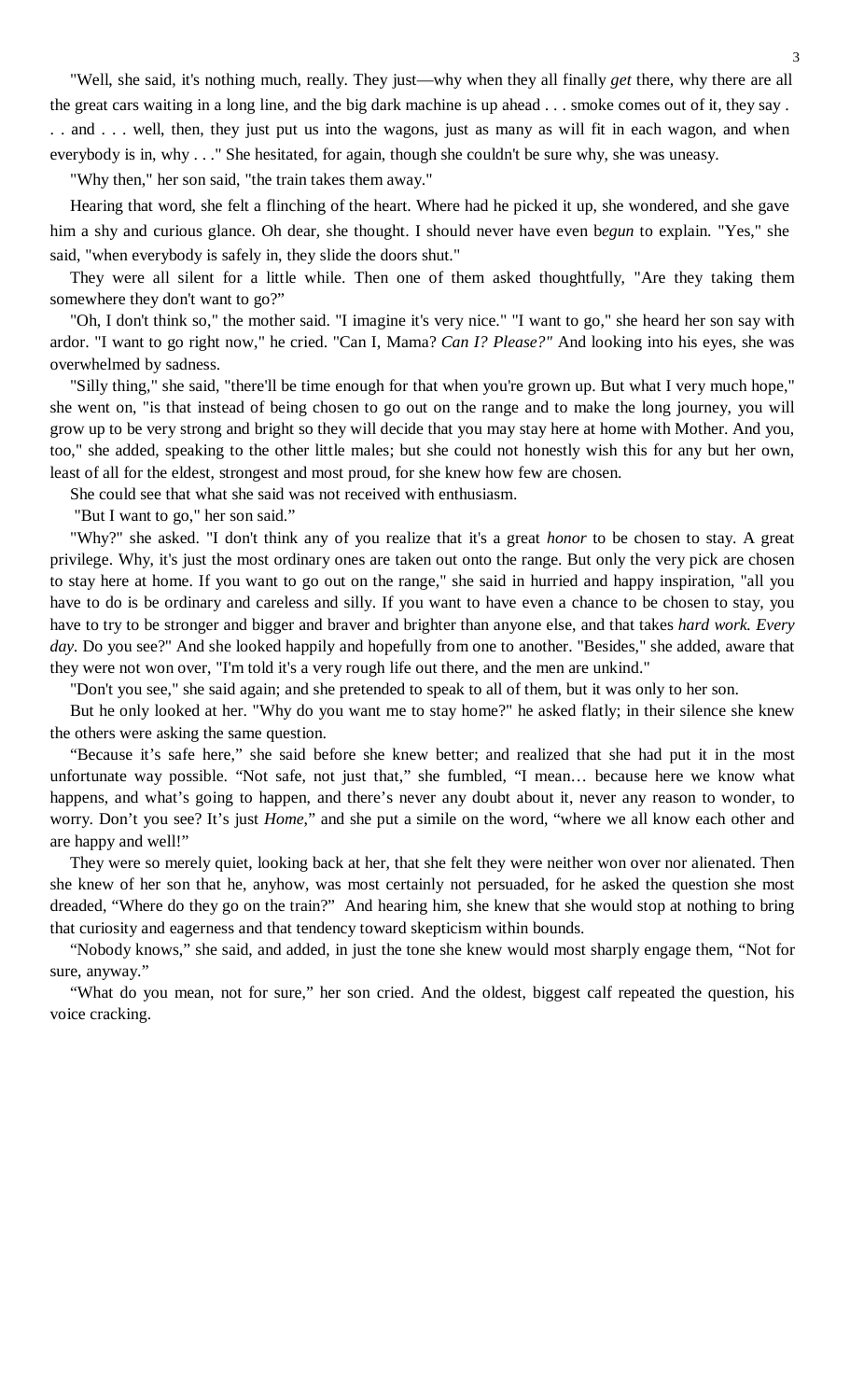"Well, she said, it's nothing much, really. They just—why when they all finally *get* there, why there are all the great cars waiting in a long line, and the big dark machine is up ahead . . . smoke comes out of it, they say . . . and . . . well, then, they just put us into the wagons, just as many as will fit in each wagon, and when everybody is in, why . . ." She hesitated, for again, though she couldn't be sure why, she was uneasy.

"Why then," her son said, "the train takes them away."

Hearing that word, she felt a flinching of the heart. Where had he picked it up, she wondered, and she gave him a shy and curious glance. Oh dear, she thought. I should never have even b*egun* to explain. "Yes," she said, "when everybody is safely in, they slide the doors shut."

They were all silent for a little while. Then one of them asked thoughtfully, "Are they taking them somewhere they don't want to go?"

"Oh, I don't think so," the mother said. "I imagine it's very nice." "I want to go," she heard her son say with ardor. "I want to go right now," he cried. "Can I, Mama? *Can I? Please?"* And looking into his eyes, she was overwhelmed by sadness.

"Silly thing," she said, "there'll be time enough for that when you're grown up. But what I very much hope," she went on, "is that instead of being chosen to go out on the range and to make the long journey, you will grow up to be very strong and bright so they will decide that you may stay here at home with Mother. And you, too," she added, speaking to the other little males; but she could not honestly wish this for any but her own, least of all for the eldest, strongest and most proud, for she knew how few are chosen.

She could see that what she said was not received with enthusiasm.

"But I want to go," her son said."

"Why?" she asked. "I don't think any of you realize that it's a great *honor* to be chosen to stay. A great privilege. Why, it's just the most ordinary ones are taken out onto the range. But only the very pick are chosen to stay here at home. If you want to go out on the range," she said in hurried and happy inspiration, "all you have to do is be ordinary and careless and silly. If you want to have even a chance to be chosen to stay, you have to try to be stronger and bigger and braver and brighter than anyone else, and that takes *hard work. Every day*. Do you see?" And she looked happily and hopefully from one to another. "Besides," she added, aware that they were not won over, "I'm told it's a very rough life out there, and the men are unkind."

"Don't you see," she said again; and she pretended to speak to all of them, but it was only to her son.

But he only looked at her. "Why do you want me to stay home?" he asked flatly; in their silence she knew the others were asking the same question.

"Because it's safe here," she said before she knew better; and realized that she had put it in the most unfortunate way possible. "Not safe, not just that," she fumbled, "I mean… because here we know what happens, and what's going to happen, and there's never any doubt about it, never any reason to wonder, to worry. Don't you see? It's just *Home*," and she put a simile on the word, "where we all know each other and are happy and well!"

They were so merely quiet, looking back at her, that she felt they were neither won over nor alienated. Then she knew of her son that he, anyhow, was most certainly not persuaded, for he asked the question she most dreaded, "Where do they go on the train?" And hearing him, she knew that she would stop at nothing to bring that curiosity and eagerness and that tendency toward skepticism within bounds.

"Nobody knows," she said, and added, in just the tone she knew would most sharply engage them, "Not for sure, anyway."

"What do you mean, not for sure," her son cried. And the oldest, biggest calf repeated the question, his voice cracking.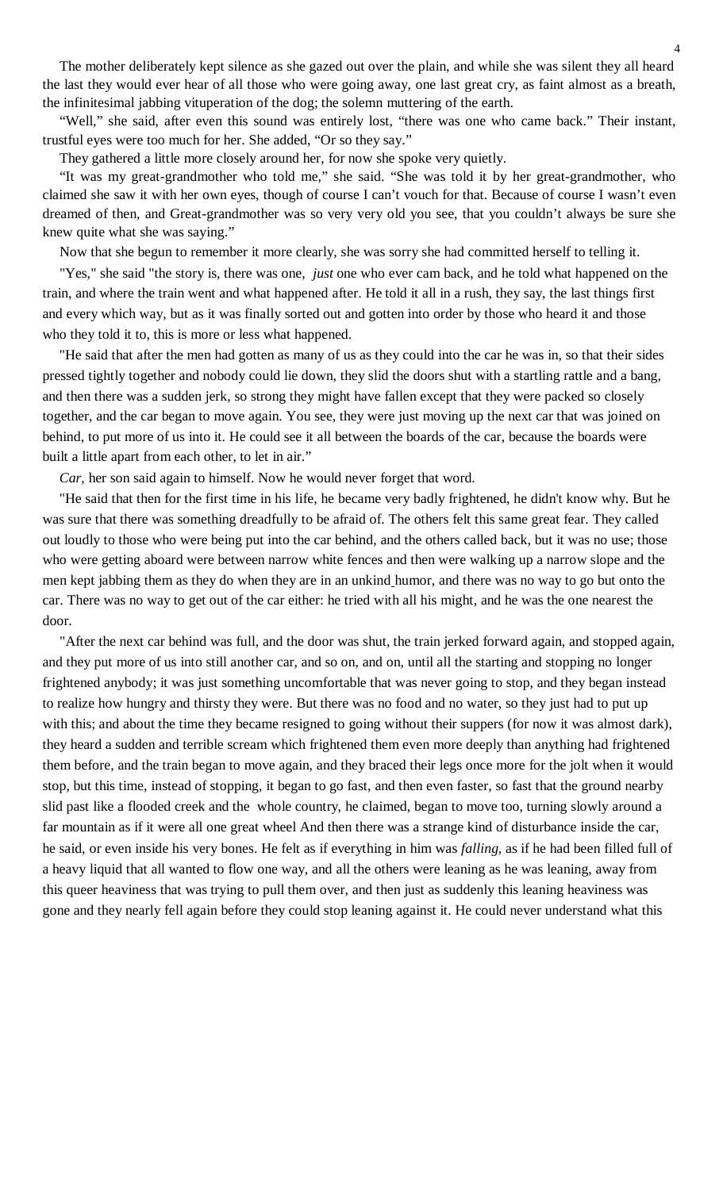The mother deliberately kept silence as she gazed out over the plain, and while she was silent they all heard the last they would ever hear of all those who were going away, one last great cry, as faint almost as a breath, the infinitesimal jabbing vituperation of the dog; the solemn muttering of the earth.

"Well," she said, after even this sound was entirely lost, "there was one who came back." Their instant, trustful eyes were too much for her. She added, "Or so they say."

They gathered a little more closely around her, for now she spoke very quietly.

"It was my great-grandmother who told me," she said. "She was told it by her great-grandmother, who claimed she saw it with her own eyes, though of course I can't vouch for that. Because of course I wasn't even dreamed of then, and Great-grandmother was so very very old you see, that you couldn't always be sure she knew quite what she was saying."

Now that she begun to remember it more clearly, she was sorry she had committed herself to telling it.

"Yes," she said "the story is, there was one, *just* one who ever cam back, and he told what happened on the train, and where the train went and what happened after. He told it all in a rush, they say, the last things first and every which way, but as it was finally sorted out and gotten into order by those who heard it and those who they told it to, this is more or less what happened.

"He said that after the men had gotten as many of us as they could into the car he was in, so that their sides pressed tightly together and nobody could lie down, they slid the doors shut with a startling rattle and a bang, and then there was a sudden jerk, so strong they might have fallen except that they were packed so closely together, and the car began to move again. You see, they were just moving up the next car that was joined on behind, to put more of us into it. He could see it all between the boards of the car, because the boards were built a little apart from each other, to let in air."

*Car,* her son said again to himself. Now he would never forget that word.

"He said that then for the first time in his life, he became very badly frightened, he didn't know why. But he was sure that there was something dreadfully to be afraid of. The others felt this same great fear. They called out loudly to those who were being put into the car behind, and the others called back, but it was no use; those who were getting aboard were between narrow white fences and then were walking up a narrow slope and the men kept jabbing them as they do when they are in an unkind humor, and there was no way to go but onto the car. There was no way to get out of the car either: he tried with all his might, and he was the one nearest the door.

"After the next car behind was full, and the door was shut, the train jerked forward again, and stopped again, and they put more of us into still another car, and so on, and on, until all the starting and stopping no longer frightened anybody; it was just something uncomfortable that was never going to stop, and they began instead to realize how hungry and thirsty they were. But there was no food and no water, so they just had to put up with this; and about the time they became resigned to going without their suppers (for now it was almost dark), they heard a sudden and terrible scream which frightened them even more deeply than anything had frightened them before, and the train began to move again, and they braced their legs once more for the jolt when it would stop, but this time, instead of stopping, it began to go fast, and then even faster, so fast that the ground nearby slid past like a flooded creek and the whole country, he claimed, began to move too, turning slowly around a far mountain as if it were all one great wheel And then there was a strange kind of disturbance inside the car, he said, or even inside his very bones. He felt as if everything in him was *falling*, as if he had been filled full of a heavy liquid that all wanted to flow one way, and all the others were leaning as he was leaning, away from this queer heaviness that was trying to pull them over, and then just as suddenly this leaning heaviness was gone and they nearly fell again before they could stop leaning against it. He could never understand what this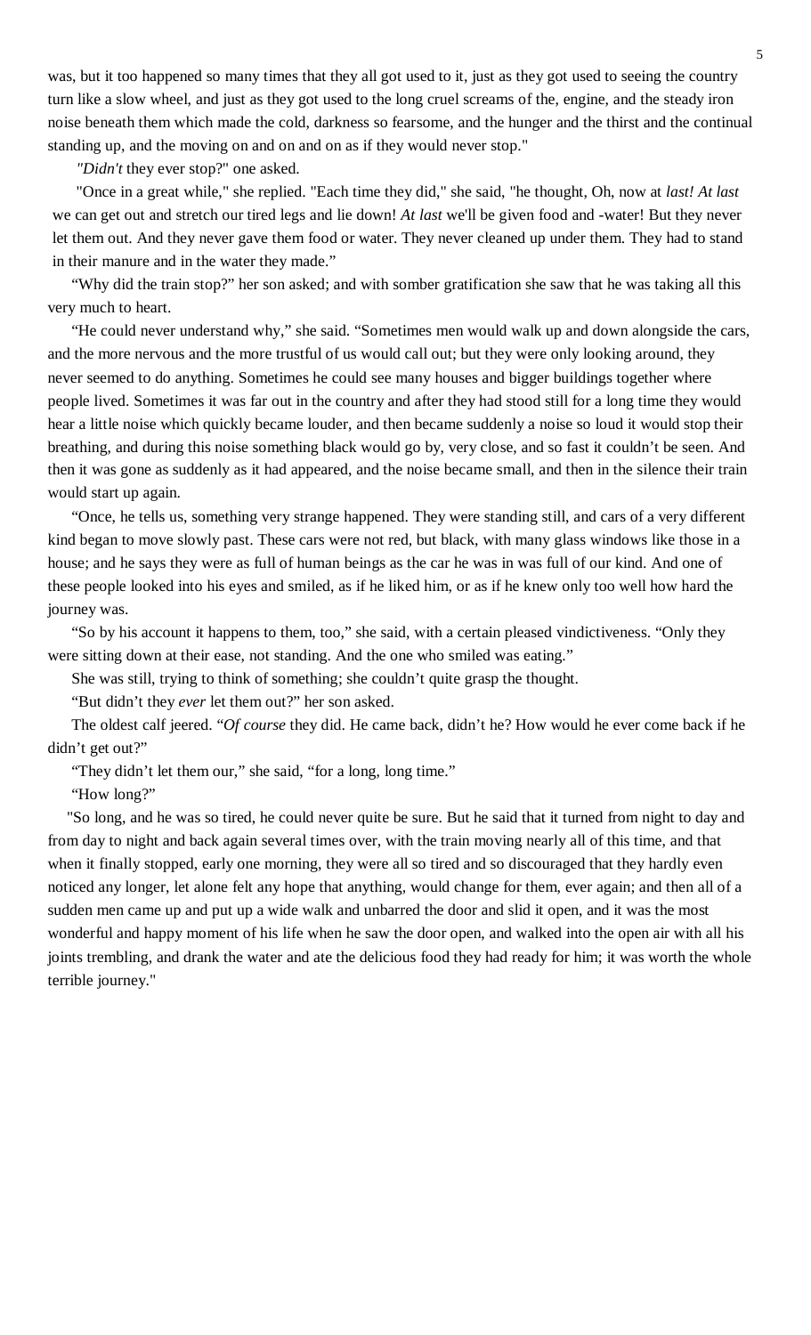was, but it too happened so many times that they all got used to it, just as they got used to seeing the country turn like a slow wheel, and just as they got used to the long cruel screams of the, engine, and the steady iron noise beneath them which made the cold, darkness so fearsome, and the hunger and the thirst and the continual standing up, and the moving on and on and on as if they would never stop."

*"Didn't* they ever stop?" one asked.

"Once in a great while," she replied. "Each time they did," she said, "he thought, Oh, now at *last! At last* we can get out and stretch our tired legs and lie down! *At last* we'll be given food and -water! But they never let them out. And they never gave them food or water. They never cleaned up under them. They had to stand in their manure and in the water they made."

"Why did the train stop?" her son asked; and with somber gratification she saw that he was taking all this very much to heart.

"He could never understand why," she said. "Sometimes men would walk up and down alongside the cars, and the more nervous and the more trustful of us would call out; but they were only looking around, they never seemed to do anything. Sometimes he could see many houses and bigger buildings together where people lived. Sometimes it was far out in the country and after they had stood still for a long time they would hear a little noise which quickly became louder, and then became suddenly a noise so loud it would stop their breathing, and during this noise something black would go by, very close, and so fast it couldn't be seen. And then it was gone as suddenly as it had appeared, and the noise became small, and then in the silence their train would start up again.

"Once, he tells us, something very strange happened. They were standing still, and cars of a very different kind began to move slowly past. These cars were not red, but black, with many glass windows like those in a house; and he says they were as full of human beings as the car he was in was full of our kind. And one of these people looked into his eyes and smiled, as if he liked him, or as if he knew only too well how hard the journey was.

"So by his account it happens to them, too," she said, with a certain pleased vindictiveness. "Only they were sitting down at their ease, not standing. And the one who smiled was eating."

She was still, trying to think of something; she couldn't quite grasp the thought.

"But didn't they *ever* let them out?" her son asked.

The oldest calf jeered. "*Of course* they did. He came back, didn't he? How would he ever come back if he didn't get out?"

"They didn't let them our," she said, "for a long, long time."

"How long?"

"So long, and he was so tired, he could never quite be sure. But he said that it turned from night to day and from day to night and back again several times over, with the train moving nearly all of this time, and that when it finally stopped, early one morning, they were all so tired and so discouraged that they hardly even noticed any longer, let alone felt any hope that anything, would change for them, ever again; and then all of a sudden men came up and put up a wide walk and unbarred the door and slid it open, and it was the most wonderful and happy moment of his life when he saw the door open, and walked into the open air with all his joints trembling, and drank the water and ate the delicious food they had ready for him; it was worth the whole terrible journey."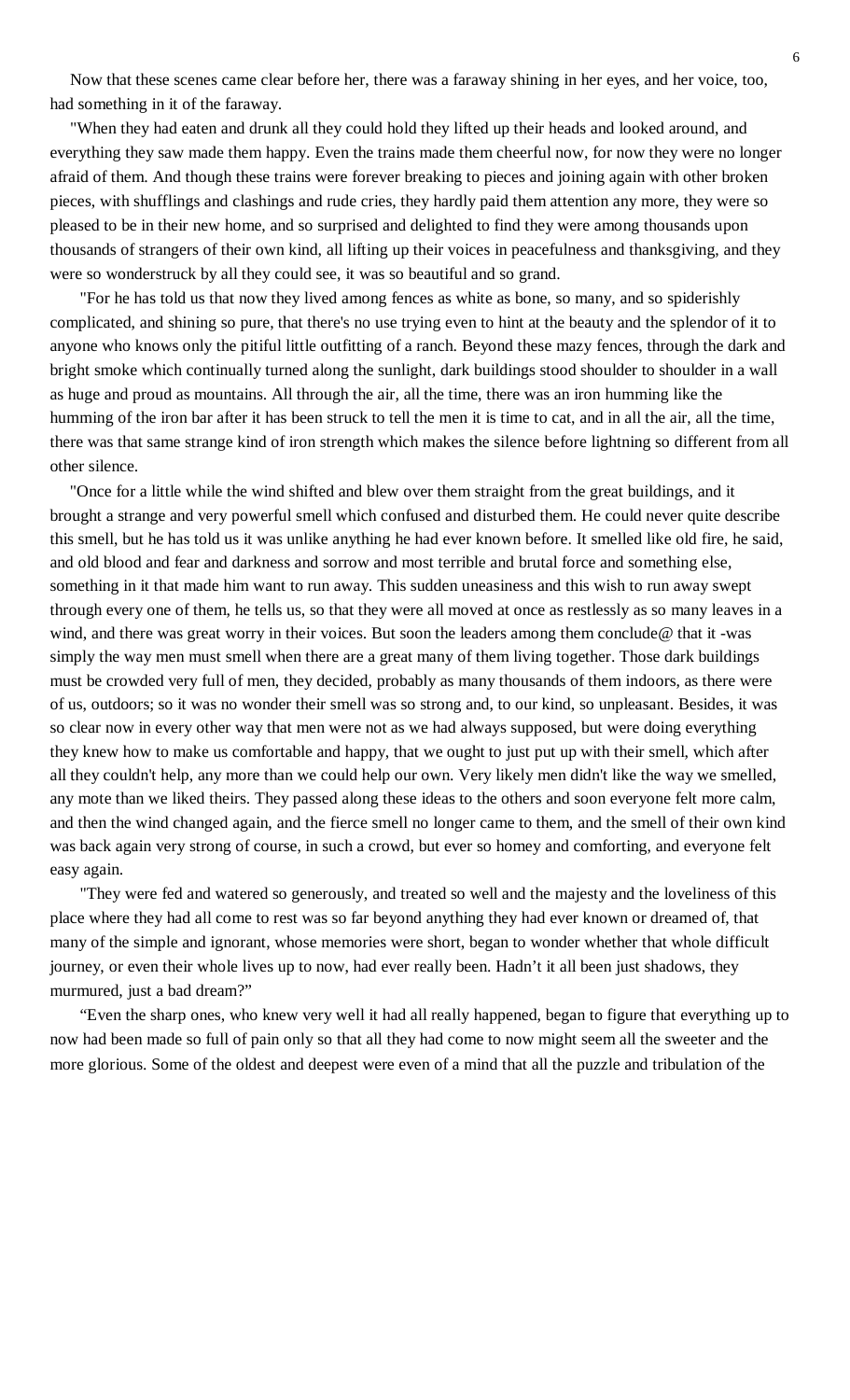Now that these scenes came clear before her, there was a faraway shining in her eyes, and her voice, too, had something in it of the faraway.

"When they had eaten and drunk all they could hold they lifted up their heads and looked around, and everything they saw made them happy. Even the trains made them cheerful now, for now they were no longer afraid of them. And though these trains were forever breaking to pieces and joining again with other broken pieces, with shufflings and clashings and rude cries, they hardly paid them attention any more, they were so pleased to be in their new home, and so surprised and delighted to find they were among thousands upon thousands of strangers of their own kind, all lifting up their voices in peacefulness and thanksgiving, and they were so wonderstruck by all they could see, it was so beautiful and so grand.

"For he has told us that now they lived among fences as white as bone, so many, and so spiderishly complicated, and shining so pure, that there's no use trying even to hint at the beauty and the splendor of it to anyone who knows only the pitiful little outfitting of a ranch. Beyond these mazy fences, through the dark and bright smoke which continually turned along the sunlight, dark buildings stood shoulder to shoulder in a wall as huge and proud as mountains. All through the air, all the time, there was an iron humming like the humming of the iron bar after it has been struck to tell the men it is time to cat, and in all the air, all the time, there was that same strange kind of iron strength which makes the silence before lightning so different from all other silence.

"Once for a little while the wind shifted and blew over them straight from the great buildings, and it brought a strange and very powerful smell which confused and disturbed them. He could never quite describe this smell, but he has told us it was unlike anything he had ever known before. It smelled like old fire, he said, and old blood and fear and darkness and sorrow and most terrible and brutal force and something else, something in it that made him want to run away. This sudden uneasiness and this wish to run away swept through every one of them, he tells us, so that they were all moved at once as restlessly as so many leaves in a wind, and there was great worry in their voices. But soon the leaders among them conclude@ that it -was simply the way men must smell when there are a great many of them living together. Those dark buildings must be crowded very full of men, they decided, probably as many thousands of them indoors, as there were of us, outdoors; so it was no wonder their smell was so strong and, to our kind, so unpleasant. Besides, it was so clear now in every other way that men were not as we had always supposed, but were doing everything they knew how to make us comfortable and happy, that we ought to just put up with their smell, which after all they couldn't help, any more than we could help our own. Very likely men didn't like the way we smelled, any mote than we liked theirs. They passed along these ideas to the others and soon everyone felt more calm, and then the wind changed again, and the fierce smell no longer came to them, and the smell of their own kind was back again very strong of course, in such a crowd, but ever so homey and comforting, and everyone felt easy again.

"They were fed and watered so generously, and treated so well and the majesty and the loveliness of this place where they had all come to rest was so far beyond anything they had ever known or dreamed of, that many of the simple and ignorant, whose memories were short, began to wonder whether that whole difficult journey, or even their whole lives up to now, had ever really been. Hadn't it all been just shadows, they murmured, just a bad dream?"

"Even the sharp ones, who knew very well it had all really happened, began to figure that everything up to now had been made so full of pain only so that all they had come to now might seem all the sweeter and the more glorious. Some of the oldest and deepest were even of a mind that all the puzzle and tribulation of the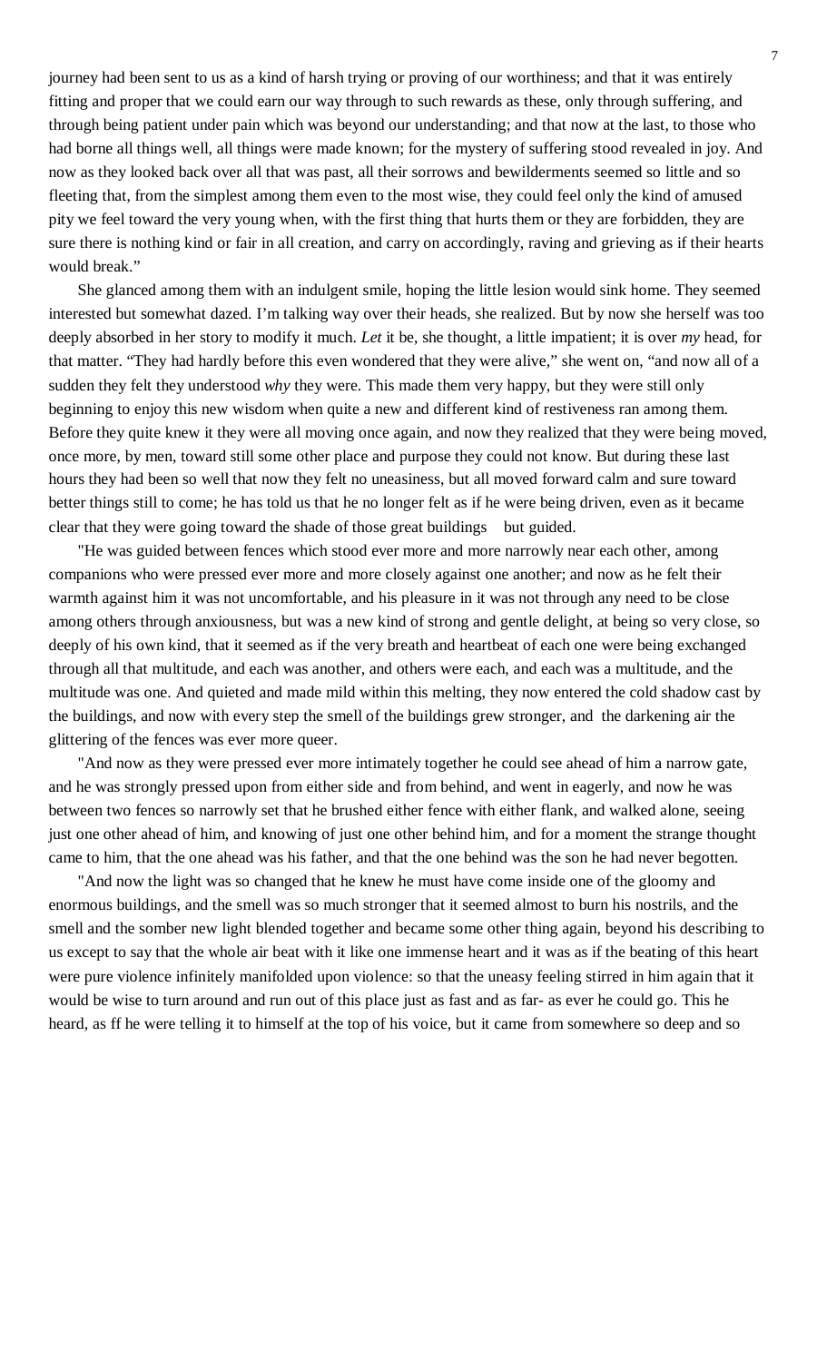journey had been sent to us as a kind of harsh trying or proving of our worthiness; and that it was entirely fitting and proper that we could earn our way through to such rewards as these, only through suffering, and through being patient under pain which was beyond our understanding; and that now at the last, to those who had borne all things well, all things were made known; for the mystery of suffering stood revealed in joy. And now as they looked back over all that was past, all their sorrows and bewilderments seemed so little and so fleeting that, from the simplest among them even to the most wise, they could feel only the kind of amused pity we feel toward the very young when, with the first thing that hurts them or they are forbidden, they are sure there is nothing kind or fair in all creation, and carry on accordingly, raving and grieving as if their hearts would break."

She glanced among them with an indulgent smile, hoping the little lesion would sink home. They seemed interested but somewhat dazed. I'm talking way over their heads, she realized. But by now she herself was too deeply absorbed in her story to modify it much. *Let* it be, she thought, a little impatient; it is over *my* head, for that matter. "They had hardly before this even wondered that they were alive," she went on, "and now all of a sudden they felt they understood *why* they were. This made them very happy, but they were still only beginning to enjoy this new wisdom when quite a new and different kind of restiveness ran among them. Before they quite knew it they were all moving once again, and now they realized that they were being moved, once more, by men, toward still some other place and purpose they could not know. But during these last hours they had been so well that now they felt no uneasiness, but all moved forward calm and sure toward better things still to come; he has told us that he no longer felt as if he were being driven, even as it became clear that they were going toward the shade of those great buildings but guided.

"He was guided between fences which stood ever more and more narrowly near each other, among companions who were pressed ever more and more closely against one another; and now as he felt their warmth against him it was not uncomfortable, and his pleasure in it was not through any need to be close among others through anxiousness, but was a new kind of strong and gentle delight, at being so very close, so deeply of his own kind, that it seemed as if the very breath and heartbeat of each one were being exchanged through all that multitude, and each was another, and others were each, and each was a multitude, and the multitude was one. And quieted and made mild within this melting, they now entered the cold shadow cast by the buildings, and now with every step the smell of the buildings grew stronger, and the darkening air the glittering of the fences was ever more queer.

"And now as they were pressed ever more intimately together he could see ahead of him a narrow gate, and he was strongly pressed upon from either side and from behind, and went in eagerly, and now he was between two fences so narrowly set that he brushed either fence with either flank, and walked alone, seeing just one other ahead of him, and knowing of just one other behind him, and for a moment the strange thought came to him, that the one ahead was his father, and that the one behind was the son he had never begotten.

"And now the light was so changed that he knew he must have come inside one of the gloomy and enormous buildings, and the smell was so much stronger that it seemed almost to burn his nostrils, and the smell and the somber new light blended together and became some other thing again, beyond his describing to us except to say that the whole air beat with it like one immense heart and it was as if the beating of this heart were pure violence infinitely manifolded upon violence: so that the uneasy feeling stirred in him again that it would be wise to turn around and run out of this place just as fast and as far- as ever he could go. This he heard, as ff he were telling it to himself at the top of his voice, but it came from somewhere so deep and so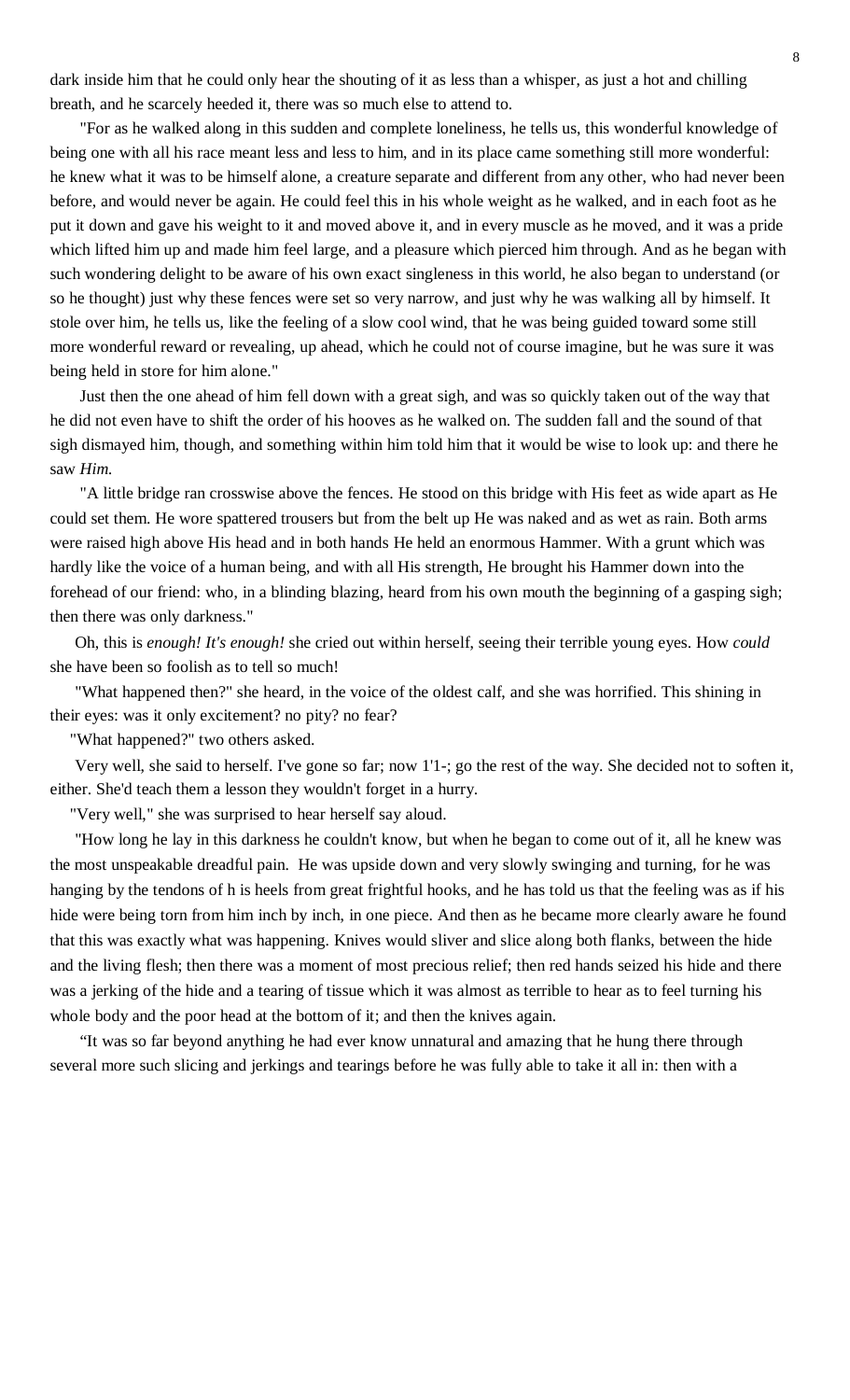dark inside him that he could only hear the shouting of it as less than a whisper, as just a hot and chilling breath, and he scarcely heeded it, there was so much else to attend to.

"For as he walked along in this sudden and complete loneliness, he tells us, this wonderful knowledge of being one with all his race meant less and less to him, and in its place came something still more wonderful: he knew what it was to be himself alone, a creature separate and different from any other, who had never been before, and would never be again. He could feel this in his whole weight as he walked, and in each foot as he put it down and gave his weight to it and moved above it, and in every muscle as he moved, and it was a pride which lifted him up and made him feel large, and a pleasure which pierced him through. And as he began with such wondering delight to be aware of his own exact singleness in this world, he also began to understand (or so he thought) just why these fences were set so very narrow, and just why he was walking all by himself. It stole over him, he tells us, like the feeling of a slow cool wind, that he was being guided toward some still more wonderful reward or revealing, up ahead, which he could not of course imagine, but he was sure it was being held in store for him alone."

Just then the one ahead of him fell down with a great sigh, and was so quickly taken out of the way that he did not even have to shift the order of his hooves as he walked on. The sudden fall and the sound of that sigh dismayed him, though, and something within him told him that it would be wise to look up: and there he saw *Him.*

"A little bridge ran crosswise above the fences. He stood on this bridge with His feet as wide apart as He could set them. He wore spattered trousers but from the belt up He was naked and as wet as rain. Both arms were raised high above His head and in both hands He held an enormous Hammer. With a grunt which was hardly like the voice of a human being, and with all His strength, He brought his Hammer down into the forehead of our friend: who, in a blinding blazing, heard from his own mouth the beginning of a gasping sigh; then there was only darkness."

Oh, this is *enough! It's enough!* she cried out within herself, seeing their terrible young eyes. How *could* she have been so foolish as to tell so much!

"What happened then?" she heard, in the voice of the oldest calf, and she was horrified. This shining in their eyes: was it only excitement? no pity? no fear?

"What happened?" two others asked.

Very well, she said to herself. I've gone so far; now 1'1-; go the rest of the way. She decided not to soften it, either. She'd teach them a lesson they wouldn't forget in a hurry.

"Very well," she was surprised to hear herself say aloud.

"How long he lay in this darkness he couldn't know, but when he began to come out of it, all he knew was the most unspeakable dreadful pain. He was upside down and very slowly swinging and turning, for he was hanging by the tendons of h is heels from great frightful hooks, and he has told us that the feeling was as if his hide were being torn from him inch by inch, in one piece. And then as he became more clearly aware he found that this was exactly what was happening. Knives would sliver and slice along both flanks, between the hide and the living flesh; then there was a moment of most precious relief; then red hands seized his hide and there was a jerking of the hide and a tearing of tissue which it was almost as terrible to hear as to feel turning his whole body and the poor head at the bottom of it; and then the knives again.

"It was so far beyond anything he had ever know unnatural and amazing that he hung there through several more such slicing and jerkings and tearings before he was fully able to take it all in: then with a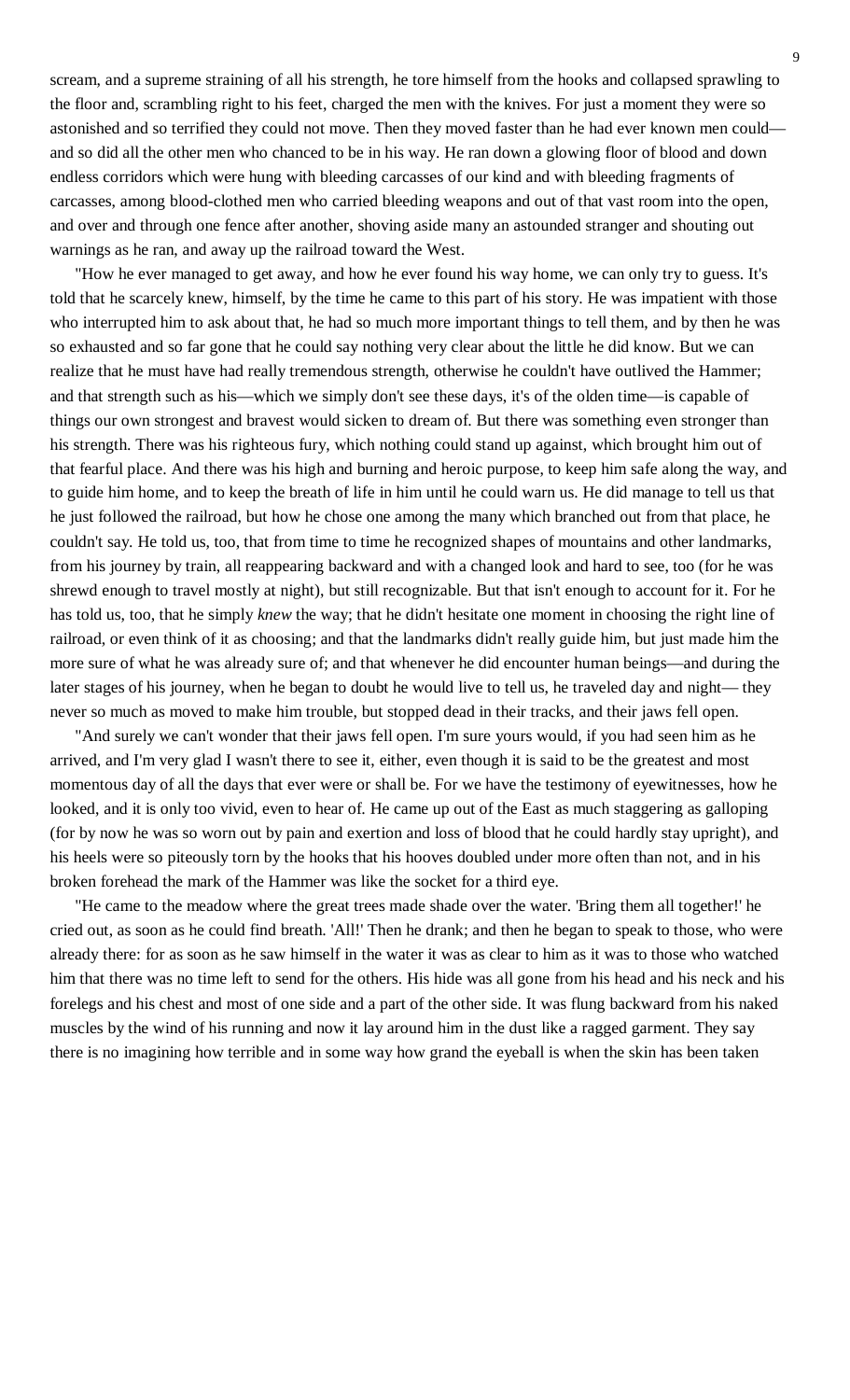scream, and a supreme straining of all his strength, he tore himself from the hooks and collapsed sprawling to the floor and, scrambling right to his feet, charged the men with the knives. For just a moment they were so astonished and so terrified they could not move. Then they moved faster than he had ever known men could—and so did all the other men who chanced to be in his way. He ran down a glowing floor of blood and down endless corridors which were hung with bleeding carcasses of our kind and with bleeding fragments of carcasses, among blood-clothed men who carried bleeding weapons and out of that vast room into the open, and over and through one fence after another, shoving aside many an astounded stranger and shouting out warnings as he ran, and away up the railroad toward the West.

"How he ever managed to get away, and how he ever found his way home, we can only try to guess. It's told that he scarcely knew, himself, by the time he came to this part of his story. He was impatient with those who interrupted him to ask about that, he had so much more important things to tell them, and by then he was so exhausted and so far gone that he could say nothing very clear about the little he did know. But we can realize that he must have had really tremendous strength, otherwise he couldn't have outlived the Hammer; and that strength such as his—which we simply don't see these days, it's of the olden time—is capable of things our own strongest and bravest would sicken to dream of. But there was something even stronger than his strength. There was his righteous fury, which nothing could stand up against, which brought him out of that fearful place. And there was his high and burning and heroic purpose, to keep him safe along the way, and to guide him home, and to keep the breath of life in him until he could warn us. He did manage to tell us that he just followed the railroad, but how he chose one among the many which branched out from that place, he couldn't say. He told us, too, that from time to time he recognized shapes of mountains and other landmarks, from his journey by train, all reappearing backward and with a changed look and hard to see, too (for he was shrewd enough to travel mostly at night), but still recognizable. But that isn't enough to account for it. For he has told us, too, that he simply *knew* the way; that he didn't hesitate one moment in choosing the right line of railroad, or even think of it as choosing; and that the landmarks didn't really guide him, but just made him the more sure of what he was already sure of; and that whenever he did encounter human beings—and during the later stages of his journey, when he began to doubt he would live to tell us, he traveled day and night— they never so much as moved to make him trouble, but stopped dead in their tracks, and their jaws fell open.

"And surely we can't wonder that their jaws fell open. I'm sure yours would, if you had seen him as he arrived, and I'm very glad I wasn't there to see it, either, even though it is said to be the greatest and most momentous day of all the days that ever were or shall be. For we have the testimony of eyewitnesses, how he looked, and it is only too vivid, even to hear of. He came up out of the East as much staggering as galloping (for by now he was so worn out by pain and exertion and loss of blood that he could hardly stay upright), and his heels were so piteously torn by the hooks that his hooves doubled under more often than not, and in his broken forehead the mark of the Hammer was like the socket for a third eye.

"He came to the meadow where the great trees made shade over the water. 'Bring them all together!' he cried out, as soon as he could find breath. 'All!' Then he drank; and then he began to speak to those, who were already there: for as soon as he saw himself in the water it was as clear to him as it was to those who watched him that there was no time left to send for the others. His hide was all gone from his head and his neck and his forelegs and his chest and most of one side and a part of the other side. It was flung backward from his naked muscles by the wind of his running and now it lay around him in the dust like a ragged garment. They say there is no imagining how terrible and in some way how grand the eyeball is when the skin has been taken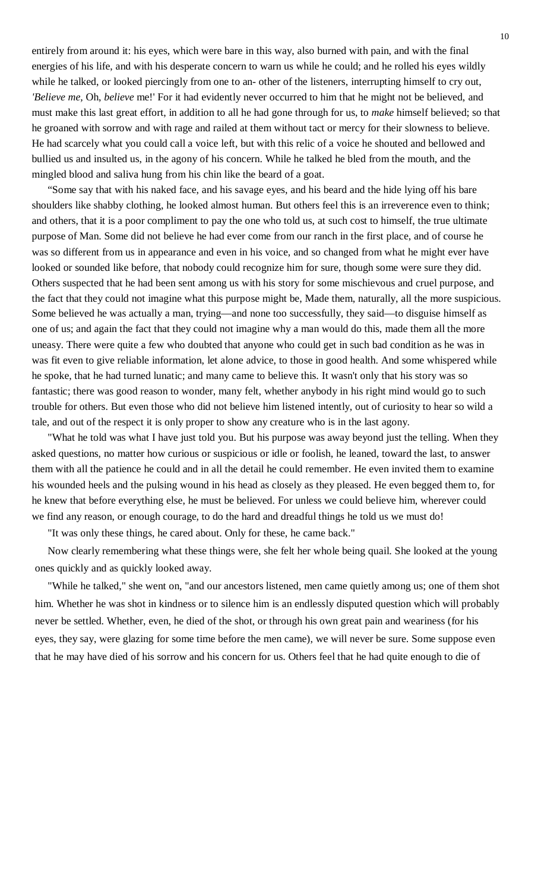entirely from around it: his eyes, which were bare in this way, also burned with pain, and with the final energies of his life, and with his desperate concern to warn us while he could; and he rolled his eyes wildly while he talked, or looked piercingly from one to an- other of the listeners, interrupting himself to cry out, *'Believe me,* Oh, *believe* me!' For it had evidently never occurred to him that he might not be believed, and must make this last great effort, in addition to all he had gone through for us, to *make* himself believed; so that he groaned with sorrow and with rage and railed at them without tact or mercy for their slowness to believe. He had scarcely what you could call a voice left, but with this relic of a voice he shouted and bellowed and bullied us and insulted us, in the agony of his concern. While he talked he bled from the mouth, and the mingled blood and saliva hung from his chin like the beard of a goat.

"Some say that with his naked face, and his savage eyes, and his beard and the hide lying off his bare shoulders like shabby clothing, he looked almost human. But others feel this is an irreverence even to think; and others, that it is a poor compliment to pay the one who told us, at such cost to himself, the true ultimate purpose of Man. Some did not believe he had ever come from our ranch in the first place, and of course he was so different from us in appearance and even in his voice, and so changed from what he might ever have looked or sounded like before, that nobody could recognize him for sure, though some were sure they did. Others suspected that he had been sent among us with his story for some mischievous and cruel purpose, and the fact that they could not imagine what this purpose might be, Made them, naturally, all the more suspicious. Some believed he was actually a man, trying—and none too successfully, they said—to disguise himself as one of us; and again the fact that they could not imagine why a man would do this, made them all the more uneasy. There were quite a few who doubted that anyone who could get in such bad condition as he was in was fit even to give reliable information, let alone advice, to those in good health. And some whispered while he spoke, that he had turned lunatic; and many came to believe this. It wasn't only that his story was so fantastic; there was good reason to wonder, many felt, whether anybody in his right mind would go to such trouble for others. But even those who did not believe him listened intently, out of curiosity to hear so wild a tale, and out of the respect it is only proper to show any creature who is in the last agony.

"What he told was what I have just told you. But his purpose was away beyond just the telling. When they asked questions, no matter how curious or suspicious or idle or foolish, he leaned, toward the last, to answer them with all the patience he could and in all the detail he could remember. He even invited them to examine his wounded heels and the pulsing wound in his head as closely as they pleased. He even begged them to, for he knew that before everything else, he must be believed. For unless we could believe him, wherever could we find any reason, or enough courage, to do the hard and dreadful things he told us we must do!

"It was only these things, he cared about. Only for these, he came back."

Now clearly remembering what these things were, she felt her whole being quail. She looked at the young ones quickly and as quickly looked away.

"While he talked," she went on, "and our ancestors listened, men came quietly among us; one of them shot him. Whether he was shot in kindness or to silence him is an endlessly disputed question which will probably never be settled. Whether, even, he died of the shot, or through his own great pain and weariness (for his eyes, they say, were glazing for some time before the men came), we will never be sure. Some suppose even that he may have died of his sorrow and his concern for us. Others feel that he had quite enough to die of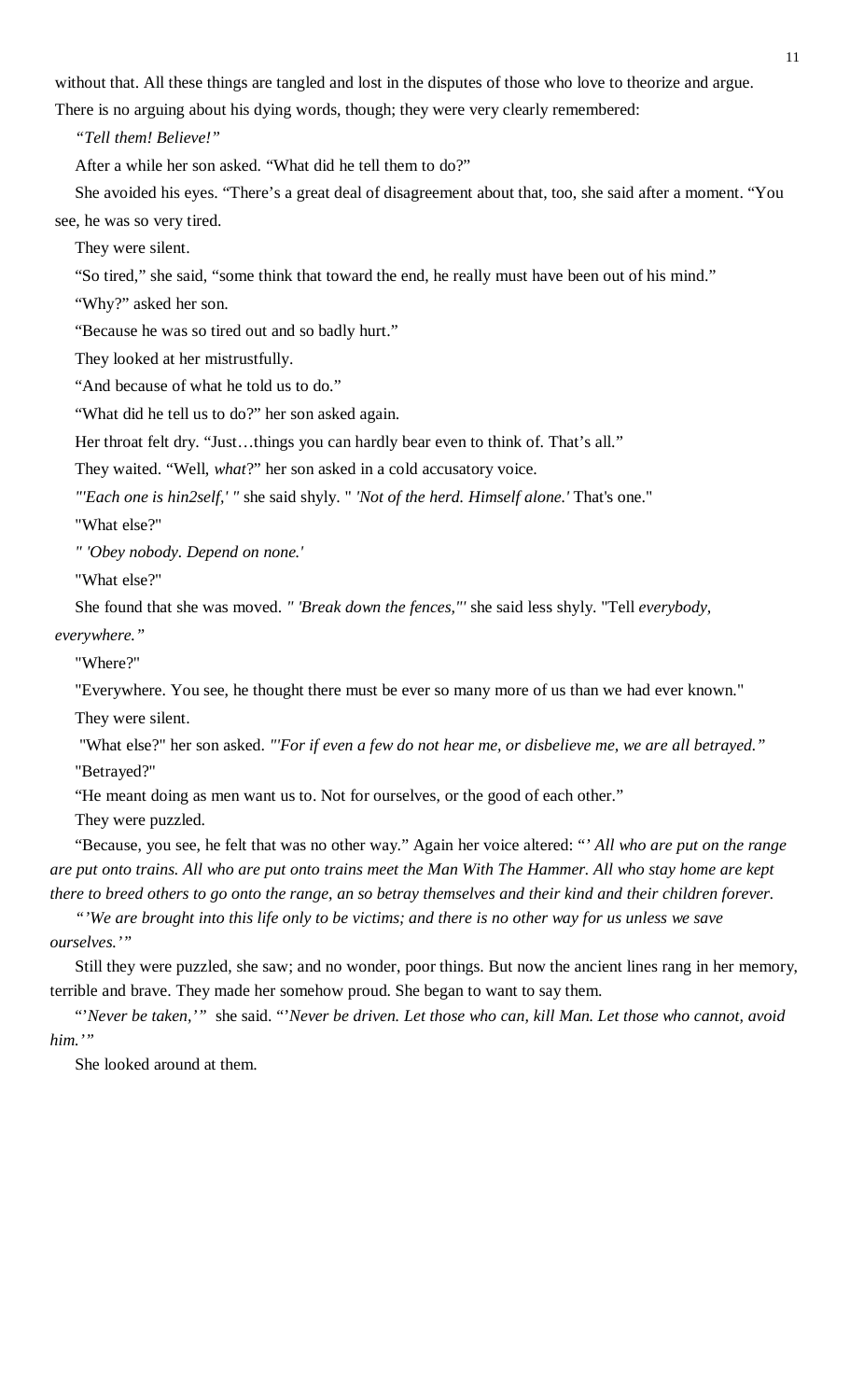without that. All these things are tangled and lost in the disputes of those who love to theorize and argue. There is no arguing about his dying words, though; they were very clearly remembered:

*"Tell them! Believe!"*

After a while her son asked. "What did he tell them to do?"

She avoided his eyes. "There's a great deal of disagreement about that, too, she said after a moment. "You see, he was so very tired.

They were silent.

"So tired," she said, "some think that toward the end, he really must have been out of his mind."

"Why?" asked her son.

"Because he was so tired out and so badly hurt."

They looked at her mistrustfully.

"And because of what he told us to do."

"What did he tell us to do?" her son asked again.

Her throat felt dry. "Just…things you can hardly bear even to think of. That's all."

They waited. "Well, *what*?" her son asked in a cold accusatory voice.

*"'Each one is hin2self,' "* she said shyly. " *'Not of the herd. Himself alone.'* That's one."

"What else?"

*" 'Obey nobody. Depend on none.'*

"What else?"

She found that she was moved. *" 'Break down the fences,"'* she said less shyly. "Tell *everybody, everywhere."*

"Where?"

"Everywhere. You see, he thought there must be ever so many more of us than we had ever known."

They were silent.

"What else?" her son asked. *"'For if even a few do not hear me, or disbelieve me, we are all betrayed."*

"Betrayed?"

"He meant doing as men want us to. Not for ourselves, or the good of each other."

They were puzzled.

"Because, you see, he felt that was no other way." Again her voice altered: "*' All who are put on the range are put onto trains. All who are put onto trains meet the Man With The Hammer. All who stay home are kept there to breed others to go onto the range, an so betray themselves and their kind and their children forever.*

*"'We are brought into this life only to be victims; and there is no other way for us unless we save ourselves.'"*

Still they were puzzled, she saw; and no wonder, poor things. But now the ancient lines rang in her memory, terrible and brave. They made her somehow proud. She began to want to say them.

"'*Never be taken,'"* she said. "'*Never be driven. Let those who can, kill Man. Let those who cannot, avoid him.'"*

She looked around at them.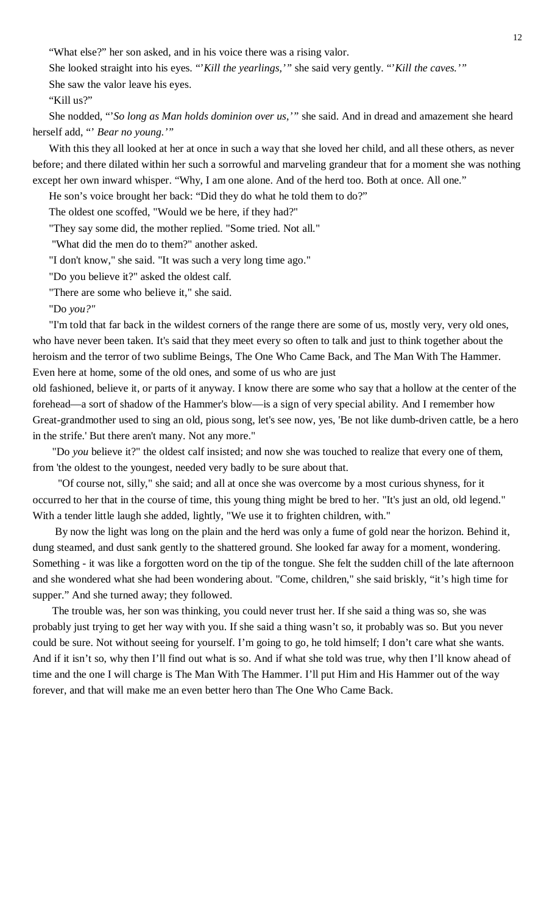"What else?" her son asked, and in his voice there was a rising valor.

She looked straight into his eyes. "'*Kill the yearlings,'*" she said very gently. "'*Kill the caves.'*"

She saw the valor leave his eyes.

"Kill us?"

She nodded, "'*So long as Man holds dominion over us,'*" she said. And in dread and amazement she heard herself add, "' *Bear no young.'*"

With this they all looked at her at once in such a way that she loved her child, and all these others, as never before; and there dilated within her such a sorrowful and marveling grandeur that for a moment she was nothing except her own inward whisper. "Why, I am one alone. And of the herd too. Both at once. All one."

He son's voice brought her back: "Did they do what he told them to do?"

The oldest one scoffed, "Would we be here, if they had?"

"They say some did, the mother replied. "Some tried. Not all."

"What did the men do to them?" another asked.

"I don't know," she said. "It was such a very long time ago."

"Do you believe it?" asked the oldest calf.

"There are some who believe it," she said.

"Do *you?"*

"I'm told that far back in the wildest corners of the range there are some of us, mostly very, very old ones, who have never been taken. It's said that they meet every so often to talk and just to think together about the heroism and the terror of two sublime Beings, The One Who Came Back, and The Man With The Hammer. Even here at home, some of the old ones, and some of us who are just old fashioned, believe it, or parts of it anyway. I know there are some who say that a hollow at the center of the forehead—a sort of shadow of the Hammer's blow—is a sign of very special ability. And I remember how Great-grandmother used to sing an old, pious song, let's see now, yes, 'Be not like dumb-driven cattle, be a hero in the strife.' But there aren't many. Not any more."

"Do *you* believe it?" the oldest calf insisted; and now she was touched to realize that every one of them, from 'the oldest to the youngest, needed very badly to be sure about that.

"Of course not, silly," she said; and all at once she was overcome by a most curious shyness, for it occurred to her that in the course of time, this young thing might be bred to her. "It's just an old, old legend." With a tender little laugh she added, lightly, "We use it to frighten children, with."

By now the light was long on the plain and the herd was only a fume of gold near the horizon. Behind it, dung steamed, and dust sank gently to the shattered ground. She looked far away for a moment, wondering. Something - it was like a forgotten word on the tip of the tongue. She felt the sudden chill of the late afternoon and she wondered what she had been wondering about. "Come, children," she said briskly, "it's high time for supper." And she turned away; they followed.

The trouble was, her son was thinking, you could never trust her. If she said a thing was so, she was probably just trying to get her way with you. If she said a thing wasn't so, it probably was so. But you never could be sure. Not without seeing for yourself. I'm going to go, he told himself; I don't care what she wants. And if it isn't so, why then I'll find out what is so. And if what she told was true, why then I'll know ahead of time and the one I will charge is The Man With The Hammer. I'll put Him and His Hammer out of the way forever, and that will make me an even better hero than The One Who Came Back.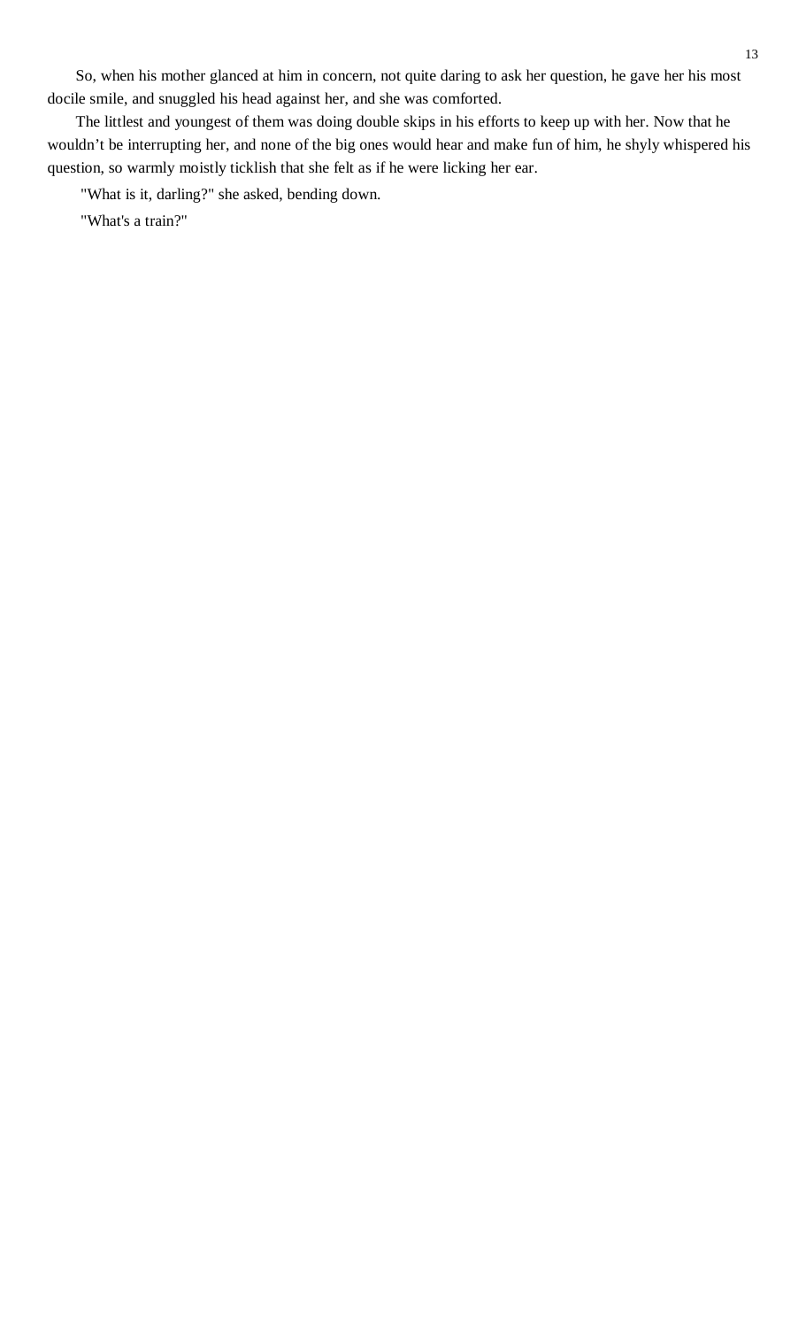So, when his mother glanced at him in concern, not quite daring to ask her question, he gave her his most docile smile, and snuggled his head against her, and she was comforted.

The littlest and youngest of them was doing double skips in his efforts to keep up with her. Now that he wouldn't be interrupting her, and none of the big ones would hear and make fun of him, he shyly whispered his question, so warmly moistly ticklish that she felt as if he were licking her ear.

"What is it, darling?" she asked, bending down.

"What's a train?"